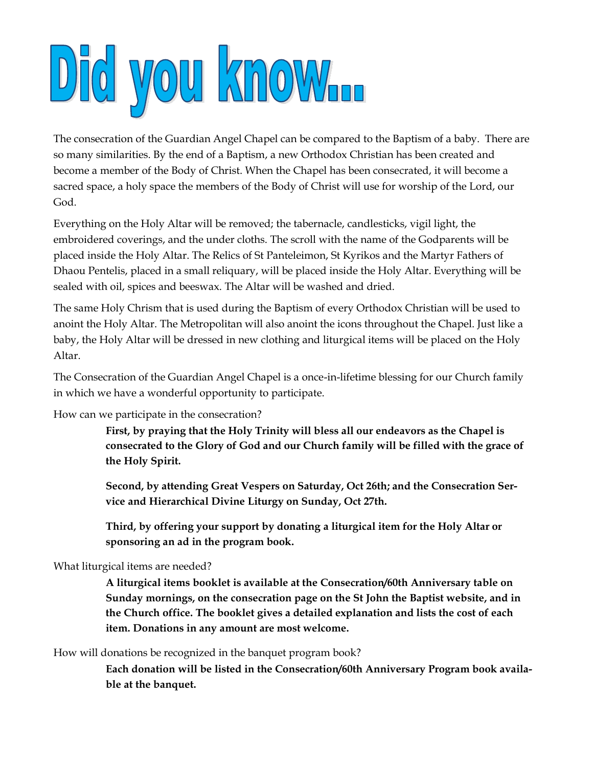# Did you know...

The consecration of the Guardian Angel Chapel can be compared to the Baptism of a baby. There are so many similarities. By the end of a Baptism, a new Orthodox Christian has been created and become a member of the Body of Christ. When the Chapel has been consecrated, it will become a sacred space, a holy space the members of the Body of Christ will use for worship of the Lord, our God.

Everything on the Holy Altar will be removed; the tabernacle, candlesticks, vigil light, the embroidered coverings, and the under cloths. The scroll with the name of the Godparents will be placed inside the Holy Altar. The Relics of St Panteleimon, St Kyrikos and the Martyr Fathers of Dhaou Pentelis, placed in a small reliquary, will be placed inside the Holy Altar. Everything will be sealed with oil, spices and beeswax. The Altar will be washed and dried.

The same Holy Chrism that is used during the Baptism of every Orthodox Christian will be used to anoint the Holy Altar. The Metropolitan will also anoint the icons throughout the Chapel. Just like a baby, the Holy Altar will be dressed in new clothing and liturgical items will be placed on the Holy Altar.

The Consecration of the Guardian Angel Chapel is a once-in-lifetime blessing for our Church family in which we have a wonderful opportunity to participate.

How can we participate in the consecration?

> **First, by praying that the Holy Trinity will bless all our endeavors as the Chapel is consecrated to the Glory of God and our Church family will be filled with the grace of the Holy Spirit.**
>
> **Second, by attending Great Vespers on Saturday, Oct 26th; and the Consecration Service and Hierarchical Divine Liturgy on Sunday, Oct 27th.**
>
> **Third, by offering your support by donating a liturgical item for the Holy Altar or sponsoring an ad in the program book.**

What liturgical items are needed?

> **A liturgical items booklet is available at the Consecration/60th Anniversary table on Sunday mornings, on the consecration page on the St John the Baptist website, and in the Church office. The booklet gives a detailed explanation and lists the cost of each item. Donations in any amount are most welcome.**

How will donations be recognized in the banquet program book?

> **Each donation will be listed in the Consecration/60th Anniversary Program book available at the banquet.**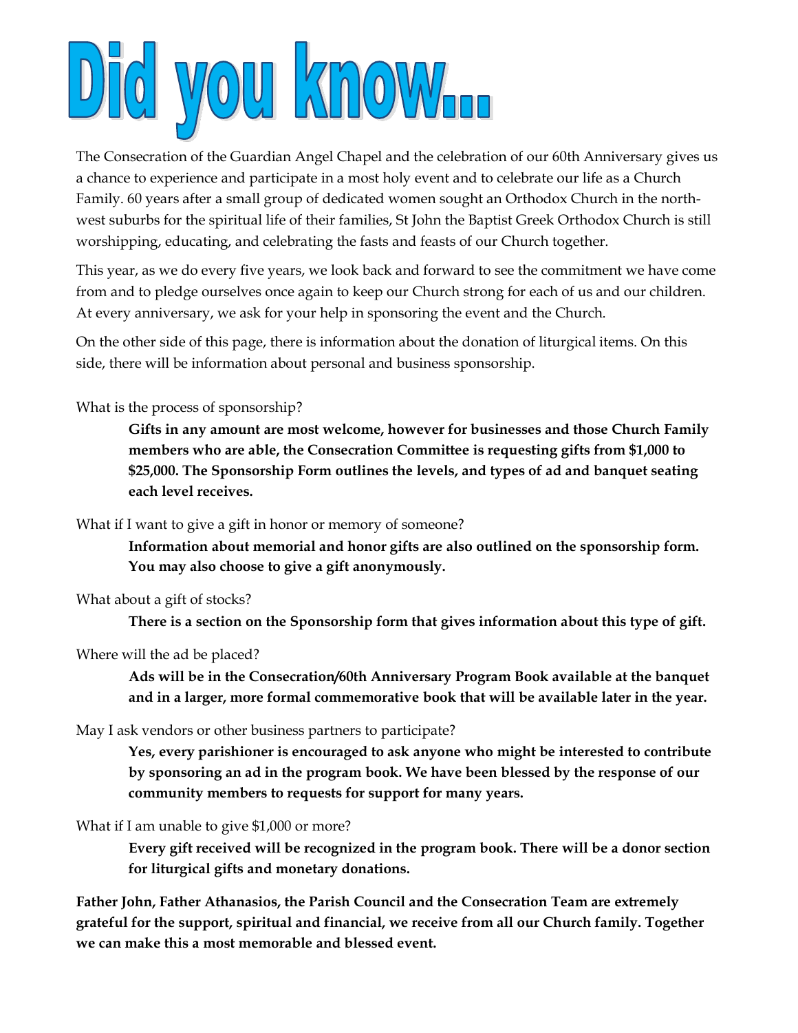# Did you know...

The Consecration of the Guardian Angel Chapel and the celebration of our 60th Anniversary gives us a chance to experience and participate in a most holy event and to celebrate our life as a Church Family. 60 years after a small group of dedicated women sought an Orthodox Church in the north-west suburbs for the spiritual life of their families, St John the Baptist Greek Orthodox Church is still worshipping, educating, and celebrating the fasts and feasts of our Church together.

This year, as we do every five years, we look back and forward to see the commitment we have come from and to pledge ourselves once again to keep our Church strong for each of us and our children. At every anniversary, we ask for your help in sponsoring the event and the Church.

On the other side of this page, there is information about the donation of liturgical items. On this side, there will be information about personal and business sponsorship.

What is the process of sponsorship?

> **Gifts in any amount are most welcome, however for businesses and those Church Family members who are able, the Consecration Committee is requesting gifts from $1,000 to $25,000. The Sponsorship Form outlines the levels, and types of ad and banquet seating each level receives.**

What if I want to give a gift in honor or memory of someone?

> **Information about memorial and honor gifts are also outlined on the sponsorship form. You may also choose to give a gift anonymously.**

What about a gift of stocks?

> **There is a section on the Sponsorship form that gives information about this type of gift.**

Where will the ad be placed?

> **Ads will be in the Consecration/60th Anniversary Program Book available at the banquet and in a larger, more formal commemorative book that will be available later in the year.**

May I ask vendors or other business partners to participate?

> **Yes, every parishioner is encouraged to ask anyone who might be interested to contribute by sponsoring an ad in the program book. We have been blessed by the response of our community members to requests for support for many years.**

What if I am unable to give $1,000 or more?

> **Every gift received will be recognized in the program book. There will be a donor section for liturgical gifts and monetary donations.**

**Father John, Father Athanasios, the Parish Council and the Consecration Team are extremely grateful for the support, spiritual and financial, we receive from all our Church family. Together we can make this a most memorable and blessed event.**